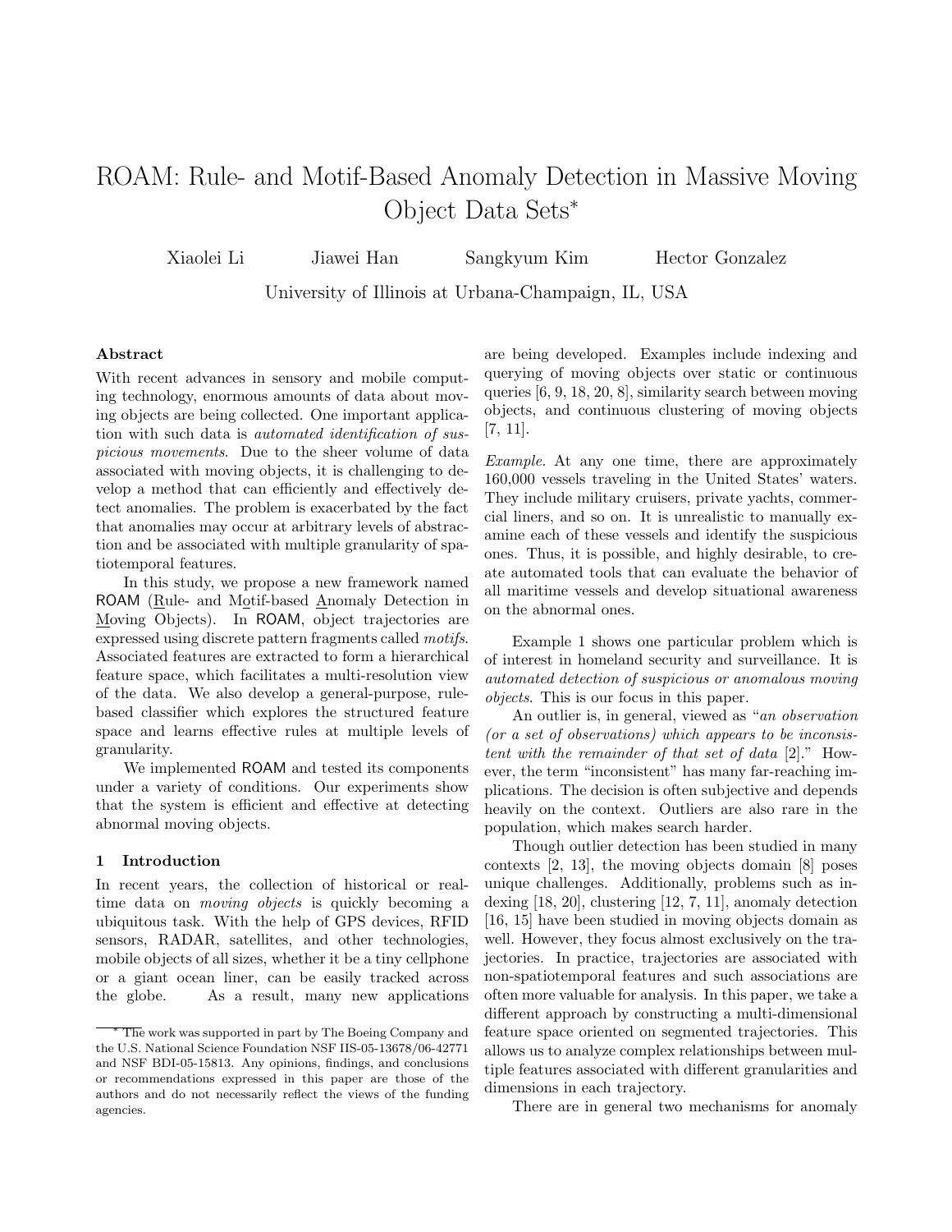# ROAM: Rule- and Motif-Based Anomaly Detection in Massive Moving Object Data Sets*

Xiaolei Li  Jiawei Han  Sangkyum Kim  Hector Gonzalez

University of Illinois at Urbana-Champaign, IL, USA

### Abstract

With recent advances in sensory and mobile computing technology, enormous amounts of data about moving objects are being collected. One important application with such data is *automated identification of suspicious movements*. Due to the sheer volume of data associated with moving objects, it is challenging to develop a method that can efficiently and effectively detect anomalies. The problem is exacerbated by the fact that anomalies may occur at arbitrary levels of abstraction and be associated with multiple granularity of spatiotemporal features.

In this study, we propose a new framework named ROAM (Rule- and Motif-based Anomaly Detection in Moving Objects). In ROAM, object trajectories are expressed using discrete pattern fragments called *motifs*. Associated features are extracted to form a hierarchical feature space, which facilitates a multi-resolution view of the data. We also develop a general-purpose, rule-based classifier which explores the structured feature space and learns effective rules at multiple levels of granularity.

We implemented ROAM and tested its components under a variety of conditions. Our experiments show that the system is efficient and effective at detecting abnormal moving objects.

## 1 Introduction

In recent years, the collection of historical or real-time data on *moving objects* is quickly becoming a ubiquitous task. With the help of GPS devices, RFID sensors, RADAR, satellites, and other technologies, mobile objects of all sizes, whether it be a tiny cellphone or a giant ocean liner, can be easily tracked across the globe. As a result, many new applications are being developed. Examples include indexing and querying of moving objects over static or continuous queries [6, 9, 18, 20, 8], similarity search between moving objects, and continuous clustering of moving objects [7, 11].

*Example.* At any one time, there are approximately 160,000 vessels traveling in the United States' waters. They include military cruisers, private yachts, commercial liners, and so on. It is unrealistic to manually examine each of these vessels and identify the suspicious ones. Thus, it is possible, and highly desirable, to create automated tools that can evaluate the behavior of all maritime vessels and develop situational awareness on the abnormal ones.

Example 1 shows one particular problem which is of interest in homeland security and surveillance. It is *automated detection of suspicious or anomalous moving objects*. This is our focus in this paper.

An outlier is, in general, viewed as "*an observation (or a set of observations) which appears to be inconsistent with the remainder of that set of data* [2]." However, the term "inconsistent" has many far-reaching implications. The decision is often subjective and depends heavily on the context. Outliers are also rare in the population, which makes search harder.

Though outlier detection has been studied in many contexts [2, 13], the moving objects domain [8] poses unique challenges. Additionally, problems such as indexing [18, 20], clustering [12, 7, 11], anomaly detection [16, 15] have been studied in moving objects domain as well. However, they focus almost exclusively on the trajectories. In practice, trajectories are associated with non-spatiotemporal features and such associations are often more valuable for analysis. In this paper, we take a different approach by constructing a multi-dimensional feature space oriented on segmented trajectories. This allows us to analyze complex relationships between multiple features associated with different granularities and dimensions in each trajectory.

There are in general two mechanisms for anomaly

---

* The work was supported in part by The Boeing Company and the U.S. National Science Foundation NSF IIS-05-13678/06-42771 and NSF BDI-05-15813. Any opinions, findings, and conclusions or recommendations expressed in this paper are those of the authors and do not necessarily reflect the views of the funding agencies.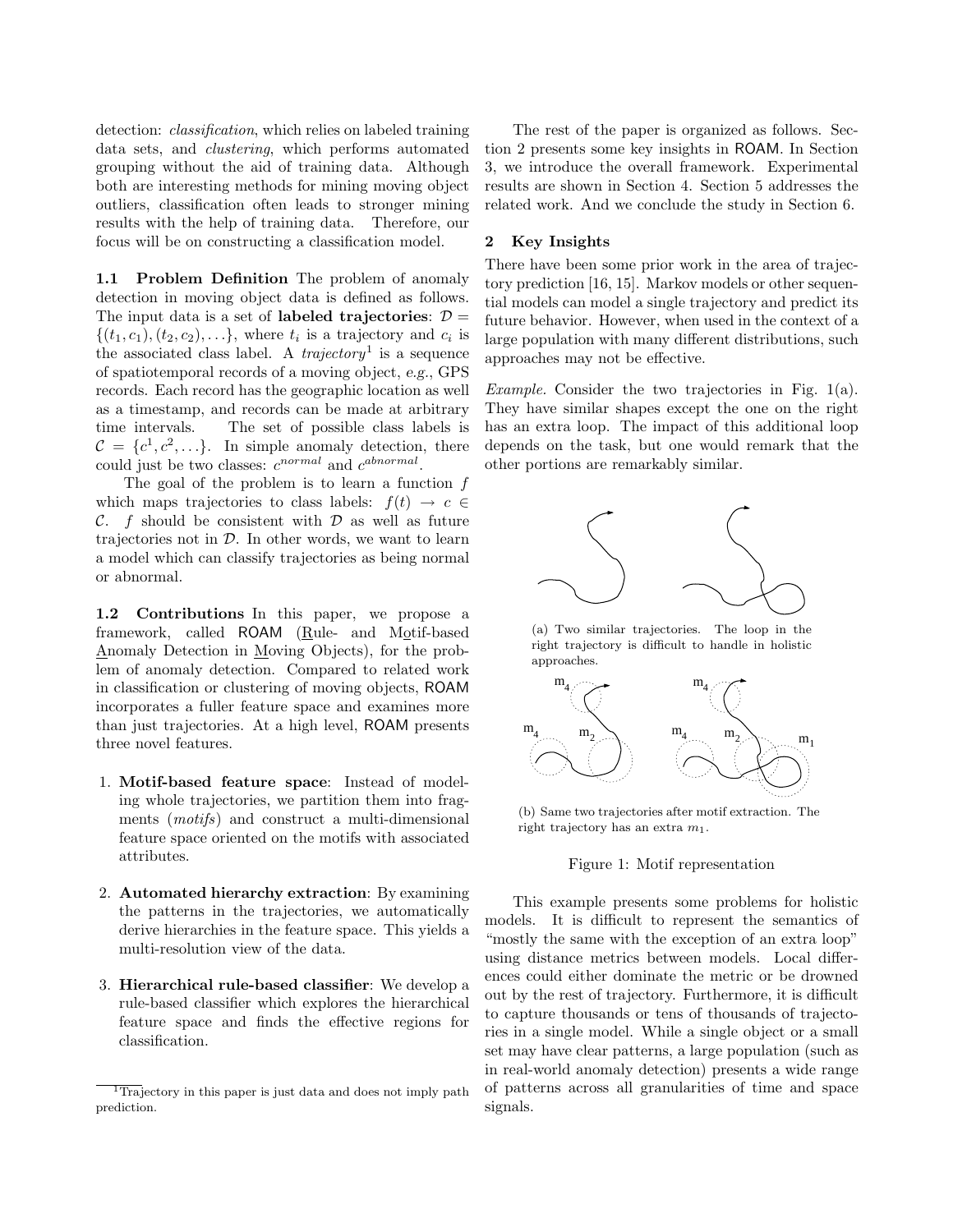detection: *classification*, which relies on labeled training data sets, and *clustering*, which performs automated grouping without the aid of training data. Although both are interesting methods for mining moving object outliers, classification often leads to stronger mining results with the help of training data. Therefore, our focus will be on constructing a classification model.

**1.1 Problem Definition** The problem of anomaly detection in moving object data is defined as follows. The input data is a set of **labeled trajectories**: $\mathcal{D} = \{(t_1, c_1), (t_2, c_2), \ldots\}$, where $t_i$ is a trajectory and $c_i$ is the associated class label. A *trajectory*[1] is a sequence of spatiotemporal records of a moving object, *e.g.*, GPS records. Each record has the geographic location as well as a timestamp, and records can be made at arbitrary time intervals. The set of possible class labels is $\mathcal{C} = \{c^1, c^2, \ldots\}$. In simple anomaly detection, there could just be two classes: $c^{normal}$ and $c^{abnormal}$.

The goal of the problem is to learn a function $f$ which maps trajectories to class labels: $f(t) \rightarrow c \in \mathcal{C}$. $f$ should be consistent with $\mathcal{D}$ as well as future trajectories not in $\mathcal{D}$. In other words, we want to learn a model which can classify trajectories as being normal or abnormal.

**1.2 Contributions** In this paper, we propose a framework, called ROAM (Rule- and Motif-based Anomaly Detection in Moving Objects), for the problem of anomaly detection. Compared to related work in classification or clustering of moving objects, ROAM incorporates a fuller feature space and examines more than just trajectories. At a high level, ROAM presents three novel features.

1. **Motif-based feature space**: Instead of modeling whole trajectories, we partition them into fragments (*motifs*) and construct a multi-dimensional feature space oriented on the motifs with associated attributes.

2. **Automated hierarchy extraction**: By examining the patterns in the trajectories, we automatically derive hierarchies in the feature space. This yields a multi-resolution view of the data.

3. **Hierarchical rule-based classifier**: We develop a rule-based classifier which explores the hierarchical feature space and finds the effective regions for classification.

[1] Trajectory in this paper is just data and does not imply path prediction.

The rest of the paper is organized as follows. Section 2 presents some key insights in ROAM. In Section 3, we introduce the overall framework. Experimental results are shown in Section 4. Section 5 addresses the related work. And we conclude the study in Section 6.

## 2 Key Insights

There have been some prior work in the area of trajectory prediction [16, 15]. Markov models or other sequential models can model a single trajectory and predict its future behavior. However, when used in the context of a large population with many different distributions, such approaches may not be effective.

*Example.* Consider the two trajectories in Fig. 1(a). They have similar shapes except the one on the right has an extra loop. The impact of this additional loop depends on the task, but one would remark that the other portions are remarkably similar.

(a) Two similar trajectories. The loop in the right trajectory is difficult to handle in holistic approaches.

(b) Same two trajectories after motif extraction. The right trajectory has an extra $m_1$.

Figure 1: Motif representation

This example presents some problems for holistic models. It is difficult to represent the semantics of "mostly the same with the exception of an extra loop" using distance metrics between models. Local differences could either dominate the metric or be drowned out by the rest of trajectory. Furthermore, it is difficult to capture thousands or tens of thousands of trajectories in a single model. While a single object or a small set may have clear patterns, a large population (such as in real-world anomaly detection) presents a wide range of patterns across all granularities of time and space signals.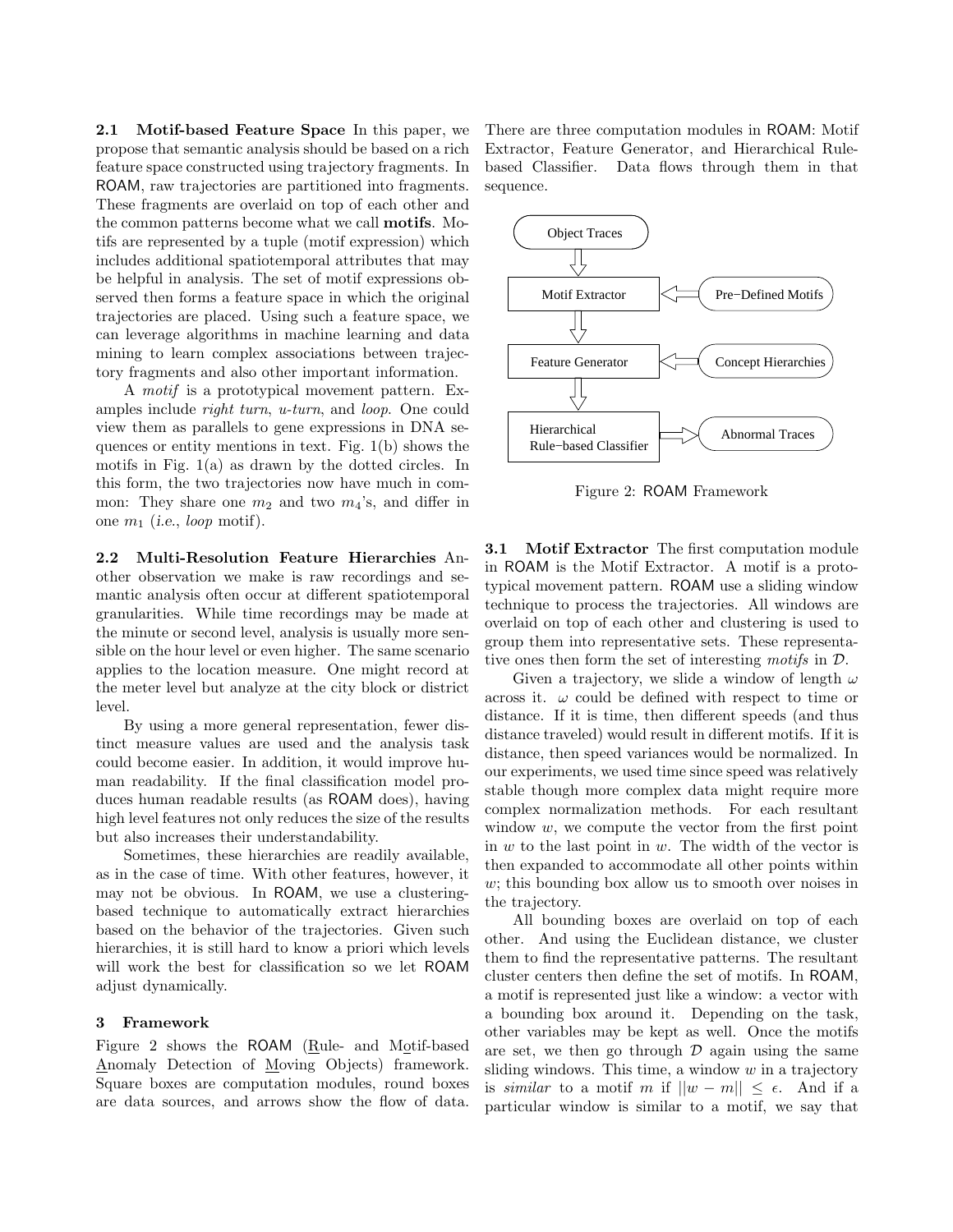**2.1 Motif-based Feature Space** In this paper, we propose that semantic analysis should be based on a rich feature space constructed using trajectory fragments. In ROAM, raw trajectories are partitioned into fragments. These fragments are overlaid on top of each other and the common patterns become what we call **motifs**. Motifs are represented by a tuple (motif expression) which includes additional spatiotemporal attributes that may be helpful in analysis. The set of motif expressions observed then forms a feature space in which the original trajectories are placed. Using such a feature space, we can leverage algorithms in machine learning and data mining to learn complex associations between trajectory fragments and also other important information.

A *motif* is a prototypical movement pattern. Examples include *right turn*, *u-turn*, and *loop*. One could view them as parallels to gene expressions in DNA sequences or entity mentions in text. Fig. 1(b) shows the motifs in Fig. 1(a) as drawn by the dotted circles. In this form, the two trajectories now have much in common: They share one $m_2$ and two $m_4$'s, and differ in one $m_1$ (*i.e.*, *loop* motif).

**2.2 Multi-Resolution Feature Hierarchies** Another observation we make is raw recordings and semantic analysis often occur at different spatiotemporal granularities. While time recordings may be made at the minute or second level, analysis is usually more sensible on the hour level or even higher. The same scenario applies to the location measure. One might record at the meter level but analyze at the city block or district level.

By using a more general representation, fewer distinct measure values are used and the analysis task could become easier. In addition, it would improve human readability. If the final classification model produces human readable results (as ROAM does), having high level features not only reduces the size of the results but also increases their understandability.

Sometimes, these hierarchies are readily available, as in the case of time. With other features, however, it may not be obvious. In ROAM, we use a clustering-based technique to automatically extract hierarchies based on the behavior of the trajectories. Given such hierarchies, it is still hard to know a priori which levels will work the best for classification so we let ROAM adjust dynamically.

## 3 Framework

Figure 2 shows the ROAM (Rule- and Motif-based Anomaly Detection of Moving Objects) framework. Square boxes are computation modules, round boxes are data sources, and arrows show the flow of data. There are three computation modules in ROAM: Motif Extractor, Feature Generator, and Hierarchical Rule-based Classifier. Data flows through them in that sequence.

Object Traces

Motif Extractor

Pre−Defined Motifs

Feature Generator

Concept Hierarchies

Hierarchical Rule−based Classifier

Abnormal Traces

Figure 2: ROAM Framework

**3.1 Motif Extractor** The first computation module in ROAM is the Motif Extractor. A motif is a prototypical movement pattern. ROAM use a sliding window technique to process the trajectories. All windows are overlaid on top of each other and clustering is used to group them into representative sets. These representative ones then form the set of interesting *motifs* in $\mathcal{D}$.

Given a trajectory, we slide a window of length $\omega$ across it. $\omega$ could be defined with respect to time or distance. If it is time, then different speeds (and thus distance traveled) would result in different motifs. If it is distance, then speed variances would be normalized. In our experiments, we used time since speed was relatively stable though more complex data might require more complex normalization methods. For each resultant window $w$, we compute the vector from the first point in $w$ to the last point in $w$. The width of the vector is then expanded to accommodate all other points within $w$; this bounding box allow us to smooth over noises in the trajectory.

All bounding boxes are overlaid on top of each other. And using the Euclidean distance, we cluster them to find the representative patterns. The resultant cluster centers then define the set of motifs. In ROAM, a motif is represented just like a window: a vector with a bounding box around it. Depending on the task, other variables may be kept as well. Once the motifs are set, we then go through $\mathcal{D}$ again using the same sliding windows. This time, a window $w$ in a trajectory is *similar* to a motif $m$ if $||w - m|| \leq \epsilon$. And if a particular window is similar to a motif, we say that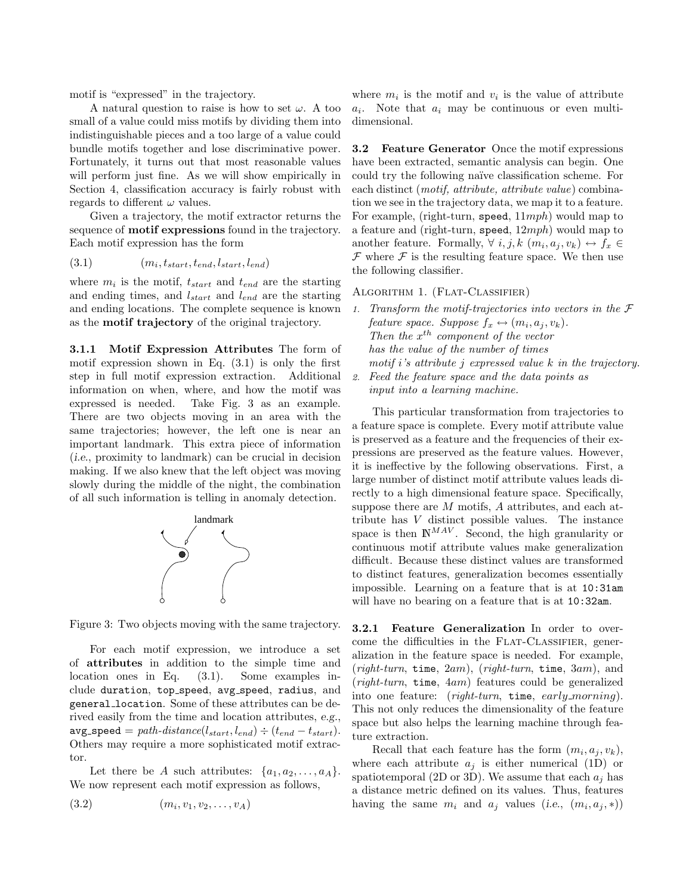motif is "expressed" in the trajectory.

A natural question to raise is how to set $\omega$. A too small of a value could miss motifs by dividing them into indistinguishable pieces and a too large of a value could bundle motifs together and lose discriminative power. Fortunately, it turns out that most reasonable values will perform just fine. As we will show empirically in Section 4, classification accuracy is fairly robust with regards to different $\omega$ values.

Given a trajectory, the motif extractor returns the sequence of **motif expressions** found in the trajectory. Each motif expression has the form

$$(m_i, t_{start}, t_{end}, l_{start}, l_{end}) \tag{3.1}$$

where $m_i$ is the motif, $t_{start}$ and $t_{end}$ are the starting and ending times, and $l_{start}$ and $l_{end}$ are the starting and ending locations. The complete sequence is known as the **motif trajectory** of the original trajectory.

#### 3.1.1 Motif Expression Attributes

The form of motif expression shown in Eq. (3.1) is only the first step in full motif expression extraction. Additional information on when, where, and how the motif was expressed is needed. Take Fig. 3 as an example. There are two objects moving in an area with the same trajectories; however, the left one is near an important landmark. This extra piece of information (*i.e.*, proximity to landmark) can be crucial in decision making. If we also knew that the left object was moving slowly during the middle of the night, the combination of all such information is telling in anomaly detection.

Figure 3: Two objects moving with the same trajectory.

For each motif expression, we introduce a set of **attributes** in addition to the simple time and location ones in Eq. (3.1). Some examples include `duration`, `top_speed`, `avg_speed`, `radius`, and `general_location`. Some of these attributes can be derived easily from the time and location attributes, *e.g.*, `avg_speed` $=$ *path-distance*$(l_{start}, l_{end}) \div (t_{end} - t_{start})$. Others may require a more sophisticated motif extractor.

Let there be $A$ such attributes: $\{a_1, a_2, \ldots, a_A\}$. We now represent each motif expression as follows,

$$(m_i, v_1, v_2, \ldots, v_A) \tag{3.2}$$

where $m_i$ is the motif and $v_i$ is the value of attribute $a_i$. Note that $a_i$ may be continuous or even multi-dimensional.

### 3.2 Feature Generator

Once the motif expressions have been extracted, semantic analysis can begin. One could try the following naïve classification scheme. For each distinct (*motif, attribute, attribute value*) combination we see in the trajectory data, we map it to a feature. For example, (right-turn, `speed`, $11mph$) would map to a feature and (right-turn, `speed`, $12mph$) would map to another feature. Formally, $\forall\ i, j, k\ (m_i, a_j, v_k) \leftrightarrow f_x \in \mathcal{F}$ where $\mathcal{F}$ is the resulting feature space. We then use the following classifier.

Algorithm 1. (Flat-Classifier)

1. *Transform the motif-trajectories into vectors in the $\mathcal{F}$ feature space. Suppose $f_x \leftrightarrow (m_i, a_j, v_k)$. Then the $x^{th}$ component of the vector has the value of the number of times motif $i$'s attribute $j$ expressed value $k$ in the trajectory.*
2. *Feed the feature space and the data points as input into a learning machine.*

This particular transformation from trajectories to a feature space is complete. Every motif attribute value is preserved as a feature and the frequencies of their expressions are preserved as the feature values. However, it is ineffective by the following observations. First, a large number of distinct motif attribute values leads directly to a high dimensional feature space. Specifically, suppose there are $M$ motifs, $A$ attributes, and each attribute has $V$ distinct possible values. The instance space is then $\mathbb{N}^{MAV}$. Second, the high granularity or continuous motif attribute values make generalization difficult. Because these distinct values are transformed to distinct features, generalization becomes essentially impossible. Learning on a feature that is at `10:31am` will have no bearing on a feature that is at `10:32am`.

#### 3.2.1 Feature Generalization

In order to overcome the difficulties in the Flat-Classifier, generalization in the feature space is needed. For example, (*right-turn*, `time`, $2am$), (*right-turn*, `time`, $3am$), and (*right-turn*, `time`, $4am$) features could be generalized into one feature: (*right-turn*, `time`, *early_morning*). This not only reduces the dimensionality of the feature space but also helps the learning machine through feature extraction.

Recall that each feature has the form $(m_i, a_j, v_k)$, where each attribute $a_j$ is either numerical (1D) or spatiotemporal (2D or 3D). We assume that each $a_j$ has a distance metric defined on its values. Thus, features having the same $m_i$ and $a_j$ values (*i.e.*, $(m_i, a_j, *)$)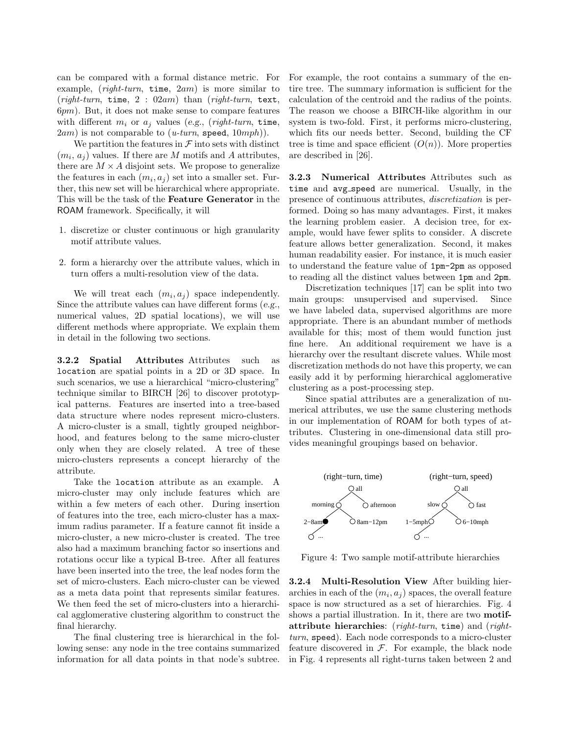can be compared with a formal distance metric. For example, (*right-turn*, `time`, $2am$) is more similar to (*right-turn*, `time`, $2:02am$) than (*right-turn*, `text`, $6pm$). But, it does not make sense to compare features with different $m_i$ or $a_j$ values (*e.g.*, (*right-turn*, `time`, $2am$) is not comparable to (*u-turn*, `speed`, $10mph$)).

We partition the features in $\mathcal{F}$ into sets with distinct $(m_i, a_j)$ values. If there are $M$ motifs and $A$ attributes, there are $M \times A$ disjoint sets. We propose to generalize the features in each $(m_i, a_j)$ set into a smaller set. Further, this new set will be hierarchical where appropriate. This will be the task of the **Feature Generator** in the ROAM framework. Specifically, it will

1. discretize or cluster continuous or high granularity motif attribute values.
2. form a hierarchy over the attribute values, which in turn offers a multi-resolution view of the data.

We will treat each $(m_i, a_j)$ space independently. Since the attribute values can have different forms (*e.g.*, numerical values, 2D spatial locations), we will use different methods where appropriate. We explain them in detail in the following two sections.

**3.2.2 Spatial Attributes** Attributes such as `location` are spatial points in a 2D or 3D space. In such scenarios, we use a hierarchical "micro-clustering" technique similar to BIRCH [26] to discover prototypical patterns. Features are inserted into a tree-based data structure where nodes represent micro-clusters. A micro-cluster is a small, tightly grouped neighborhood, and features belong to the same micro-cluster only when they are closely related. A tree of these micro-clusters represents a concept hierarchy of the attribute.

Take the `location` attribute as an example. A micro-cluster may only include features which are within a few meters of each other. During insertion of features into the tree, each micro-cluster has a maximum radius parameter. If a feature cannot fit inside a micro-cluster, a new micro-cluster is created. The tree also had a maximum branching factor so insertions and rotations occur like a typical B-tree. After all features have been inserted into the tree, the leaf nodes form the set of micro-clusters. Each micro-cluster can be viewed as a meta data point that represents similar features. We then feed the set of micro-clusters into a hierarchical agglomerative clustering algorithm to construct the final hierarchy.

The final clustering tree is hierarchical in the following sense: any node in the tree contains summarized information for all data points in that node's subtree. For example, the root contains a summary of the entire tree. The summary information is sufficient for the calculation of the centroid and the radius of the points. The reason we choose a BIRCH-like algorithm in our system is two-fold. First, it performs micro-clustering, which fits our needs better. Second, building the CF tree is time and space efficient ($O(n)$). More properties are described in [26].

**3.2.3 Numerical Attributes** Attributes such as `time` and `avg_speed` are numerical. Usually, in the presence of continuous attributes, *discretization* is performed. Doing so has many advantages. First, it makes the learning problem easier. A decision tree, for example, would have fewer splits to consider. A discrete feature allows better generalization. Second, it makes human readability easier. For instance, it is much easier to understand the feature value of `1pm-2pm` as opposed to reading all the distinct values between `1pm` and `2pm`.

Discretization techniques [17] can be split into two main groups: unsupervised and supervised. Since we have labeled data, supervised algorithms are more appropriate. There is an abundant number of methods available for this; most of them would function just fine here. An additional requirement we have is a hierarchy over the resultant discrete values. While most discretization methods do not have this property, we can easily add it by performing hierarchical agglomerative clustering as a post-processing step.

Since spatial attributes are a generalization of numerical attributes, we use the same clustering methods in our implementation of ROAM for both types of attributes. Clustering in one-dimensional data still provides meaningful groupings based on behavior.

(right−turn, time)
all
morning
afternoon
2−8am
8am−12pm
...

(right−turn, speed)
all
slow
fast
1−5mph
6−10mph
...

Figure 4: Two sample motif-attribute hierarchies

**3.2.4 Multi-Resolution View** After building hierarchies in each of the $(m_i, a_j)$ spaces, the overall feature space is now structured as a set of hierarchies. Fig. 4 shows a partial illustration. In it, there are two **motif-attribute hierarchies**: (*right-turn*, `time`) and (*right-turn*, `speed`). Each node corresponds to a micro-cluster feature discovered in $\mathcal{F}$. For example, the black node in Fig. 4 represents all right-turns taken between 2 and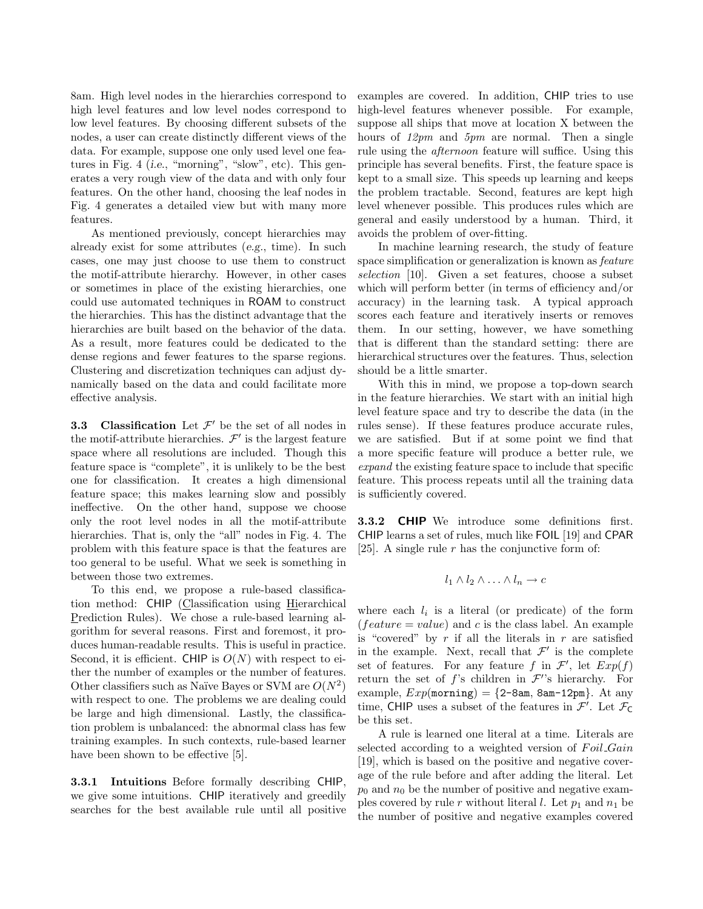8am. High level nodes in the hierarchies correspond to high level features and low level nodes correspond to low level features. By choosing different subsets of the nodes, a user can create distinctly different views of the data. For example, suppose one only used level one features in Fig. 4 (*i.e.*, "morning", "slow", etc). This generates a very rough view of the data and with only four features. On the other hand, choosing the leaf nodes in Fig. 4 generates a detailed view but with many more features.

As mentioned previously, concept hierarchies may already exist for some attributes (*e.g.*, time). In such cases, one may just choose to use them to construct the motif-attribute hierarchy. However, in other cases or sometimes in place of the existing hierarchies, one could use automated techniques in ROAM to construct the hierarchies. This has the distinct advantage that the hierarchies are built based on the behavior of the data. As a result, more features could be dedicated to the dense regions and fewer features to the sparse regions. Clustering and discretization techniques can adjust dynamically based on the data and could facilitate more effective analysis.

**3.3 Classification** Let $\mathcal{F}'$ be the set of all nodes in the motif-attribute hierarchies. $\mathcal{F}'$ is the largest feature space where all resolutions are included. Though this feature space is "complete", it is unlikely to be the best one for classification. It creates a high dimensional feature space; this makes learning slow and possibly ineffective. On the other hand, suppose we choose only the root level nodes in all the motif-attribute hierarchies. That is, only the "all" nodes in Fig. 4. The problem with this feature space is that the features are too general to be useful. What we seek is something in between those two extremes.

To this end, we propose a rule-based classification method: CHIP (Classification using Hierarchical Prediction Rules). We chose a rule-based learning algorithm for several reasons. First and foremost, it produces human-readable results. This is useful in practice. Second, it is efficient. CHIP is $O(N)$ with respect to either the number of examples or the number of features. Other classifiers such as Naïve Bayes or SVM are $O(N^2)$ with respect to one. The problems we are dealing could be large and high dimensional. Lastly, the classification problem is unbalanced: the abnormal class has few training examples. In such contexts, rule-based learner have been shown to be effective [5].

**3.3.1 Intuitions** Before formally describing CHIP, we give some intuitions. CHIP iteratively and greedily searches for the best available rule until all positive examples are covered. In addition, CHIP tries to use high-level features whenever possible. For example, suppose all ships that move at location X between the hours of *12pm* and *5pm* are normal. Then a single rule using the *afternoon* feature will suffice. Using this principle has several benefits. First, the feature space is kept to a small size. This speeds up learning and keeps the problem tractable. Second, features are kept high level whenever possible. This produces rules which are general and easily understood by a human. Third, it avoids the problem of over-fitting.

In machine learning research, the study of feature space simplification or generalization is known as *feature selection* [10]. Given a set features, choose a subset which will perform better (in terms of efficiency and/or accuracy) in the learning task. A typical approach scores each feature and iteratively inserts or removes them. In our setting, however, we have something that is different than the standard setting: there are hierarchical structures over the features. Thus, selection should be a little smarter.

With this in mind, we propose a top-down search in the feature hierarchies. We start with an initial high level feature space and try to describe the data (in the rules sense). If these features produce accurate rules, we are satisfied. But if at some point we find that a more specific feature will produce a better rule, we *expand* the existing feature space to include that specific feature. This process repeats until all the training data is sufficiently covered.

**3.3.2 CHIP** We introduce some definitions first. CHIP learns a set of rules, much like FOIL [19] and CPAR [25]. A single rule $r$ has the conjunctive form of:

$$l_1 \wedge l_2 \wedge \ldots \wedge l_n \rightarrow c$$

where each $l_i$ is a literal (or predicate) of the form $(feature = value)$ and $c$ is the class label. An example is "covered" by $r$ if all the literals in $r$ are satisfied in the example. Next, recall that $\mathcal{F}'$ is the complete set of features. For any feature $f$ in $\mathcal{F}'$, let $Exp(f)$ return the set of $f$'s children in $\mathcal{F}'$'s hierarchy. For example, $Exp(\texttt{morning}) = \{\texttt{2-8am}, \texttt{8am-12pm}\}$. At any time, CHIP uses a subset of the features in $\mathcal{F}'$. Let $\mathcal{F}_{\mathsf{C}}$ be this set.

A rule is learned one literal at a time. Literals are selected according to a weighted version of $Foil\_Gain$ [19], which is based on the positive and negative coverage of the rule before and after adding the literal. Let $p_0$ and $n_0$ be the number of positive and negative examples covered by rule $r$ without literal $l$. Let $p_1$ and $n_1$ be the number of positive and negative examples covered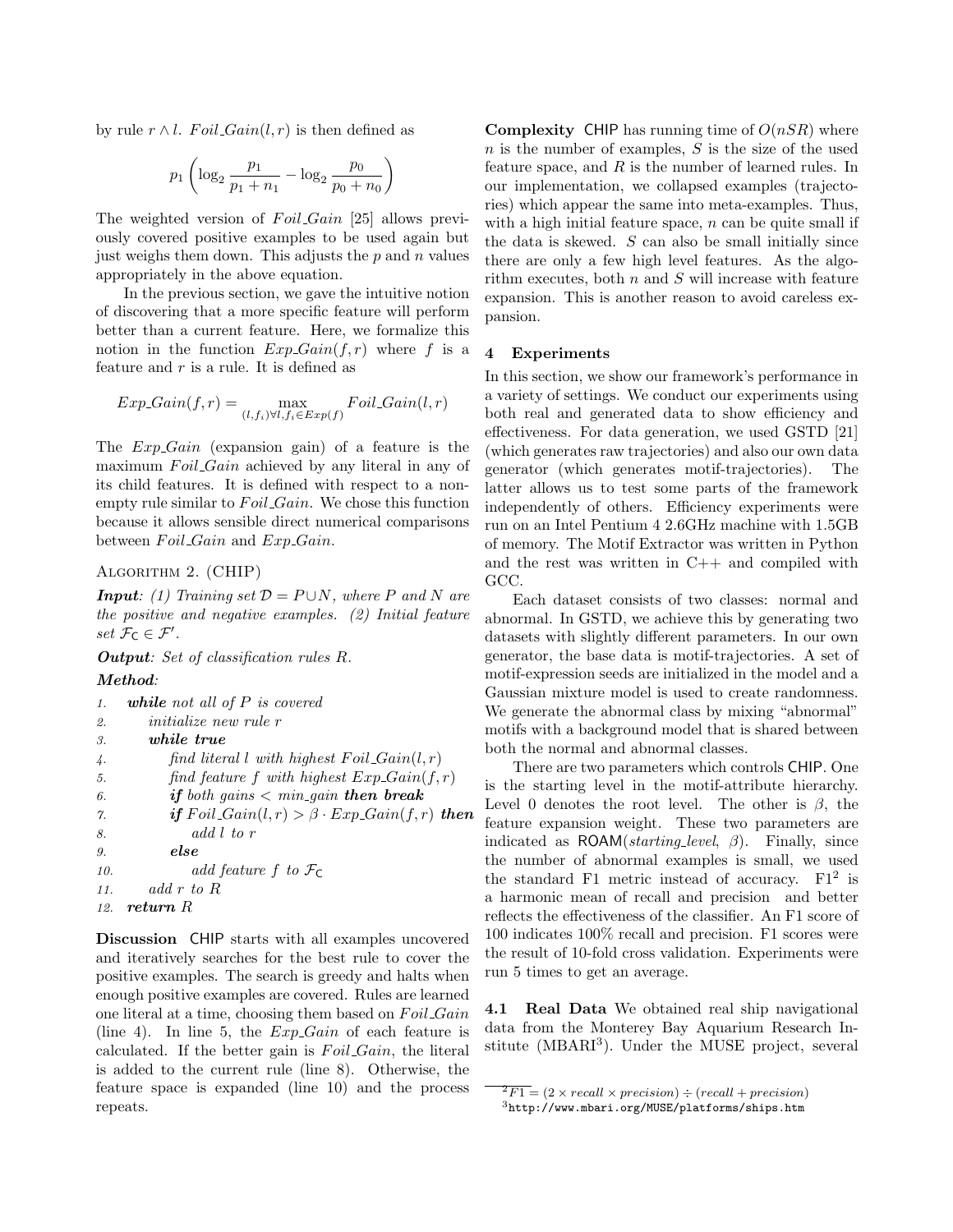by rule $r \wedge l$. $Foil\_Gain(l, r)$ is then defined as

$$p_1 \left( \log_2 \frac{p_1}{p_1 + n_1} - \log_2 \frac{p_0}{p_0 + n_0} \right)$$

The weighted version of $Foil\_Gain$ [25] allows previously covered positive examples to be used again but just weighs them down. This adjusts the $p$ and $n$ values appropriately in the above equation.

In the previous section, we gave the intuitive notion of discovering that a more specific feature will perform better than a current feature. Here, we formalize this notion in the function $Exp\_Gain(f, r)$ where $f$ is a feature and $r$ is a rule. It is defined as

$$Exp\_Gain(f, r) = \max_{(l, f_i) \forall l, f_i \in Exp(f)} Foil\_Gain(l, r)$$

The $Exp\_Gain$ (expansion gain) of a feature is the maximum $Foil\_Gain$ achieved by any literal in any of its child features. It is defined with respect to a non-empty rule similar to $Foil\_Gain$. We chose this function because it allows sensible direct numerical comparisons between $Foil\_Gain$ and $Exp\_Gain$.

Algorithm 2. (CHIP)

***Input***: *(1) Training set $\mathcal{D} = P \cup N$, where $P$ and $N$ are the positive and negative examples. (2) Initial feature set $\mathcal{F}_{\mathsf{C}} \in \mathcal{F}'$.*

***Output***: *Set of classification rules $R$.*

***Method***:

```
1.  while not all of P is covered
2.      initialize new rule r
3.      while true
4.          find literal l with highest Foil_Gain(l, r)
5.          find feature f with highest Exp_Gain(f, r)
6.          if both gains < min_gain then break
7.          if Foil_Gain(l, r) > β · Exp_Gain(f, r) then
8.              add l to r
9.          else
10.             add feature f to F_C
11.     add r to R
12. return R
```

**Discussion** CHIP starts with all examples uncovered and iteratively searches for the best rule to cover the positive examples. The search is greedy and halts when enough positive examples are covered. Rules are learned one literal at a time, choosing them based on $Foil\_Gain$ (line 4). In line 5, the $Exp\_Gain$ of each feature is calculated. If the better gain is $Foil\_Gain$, the literal is added to the current rule (line 8). Otherwise, the feature space is expanded (line 10) and the process repeats.

**Complexity** CHIP has running time of $O(nSR)$ where $n$ is the number of examples, $S$ is the size of the used feature space, and $R$ is the number of learned rules. In our implementation, we collapsed examples (trajectories) which appear the same into meta-examples. Thus, with a high initial feature space, $n$ can be quite small if the data is skewed. $S$ can also be small initially since there are only a few high level features. As the algorithm executes, both $n$ and $S$ will increase with feature expansion. This is another reason to avoid careless expansion.

## 4 Experiments

In this section, we show our framework's performance in a variety of settings. We conduct our experiments using both real and generated data to show efficiency and effectiveness. For data generation, we used GSTD [21] (which generates raw trajectories) and also our own data generator (which generates motif-trajectories). The latter allows us to test some parts of the framework independently of others. Efficiency experiments were run on an Intel Pentium 4 2.6GHz machine with 1.5GB of memory. The Motif Extractor was written in Python and the rest was written in C++ and compiled with GCC.

Each dataset consists of two classes: normal and abnormal. In GSTD, we achieve this by generating two datasets with slightly different parameters. In our own generator, the base data is motif-trajectories. A set of motif-expression seeds are initialized in the model and a Gaussian mixture model is used to create randomness. We generate the abnormal class by mixing "abnormal" motifs with a background model that is shared between both the normal and abnormal classes.

There are two parameters which controls CHIP. One is the starting level in the motif-attribute hierarchy. Level 0 denotes the root level. The other is $\beta$, the feature expansion weight. These two parameters are indicated as ROAM(*starting_level*, $\beta$). Finally, since the number of abnormal examples is small, we used the standard F1 metric instead of accuracy. F1[2] is a harmonic mean of recall and precision and better reflects the effectiveness of the classifier. An F1 score of 100 indicates 100% recall and precision. F1 scores were the result of 10-fold cross validation. Experiments were run 5 times to get an average.

**4.1 Real Data** We obtained real ship navigational data from the Monterey Bay Aquarium Research Institute (MBARI[3]). Under the MUSE project, several

[2] $F1 = (2 \times recall \times precision) \div (recall + precision)$

[3] http://www.mbari.org/MUSE/platforms/ships.htm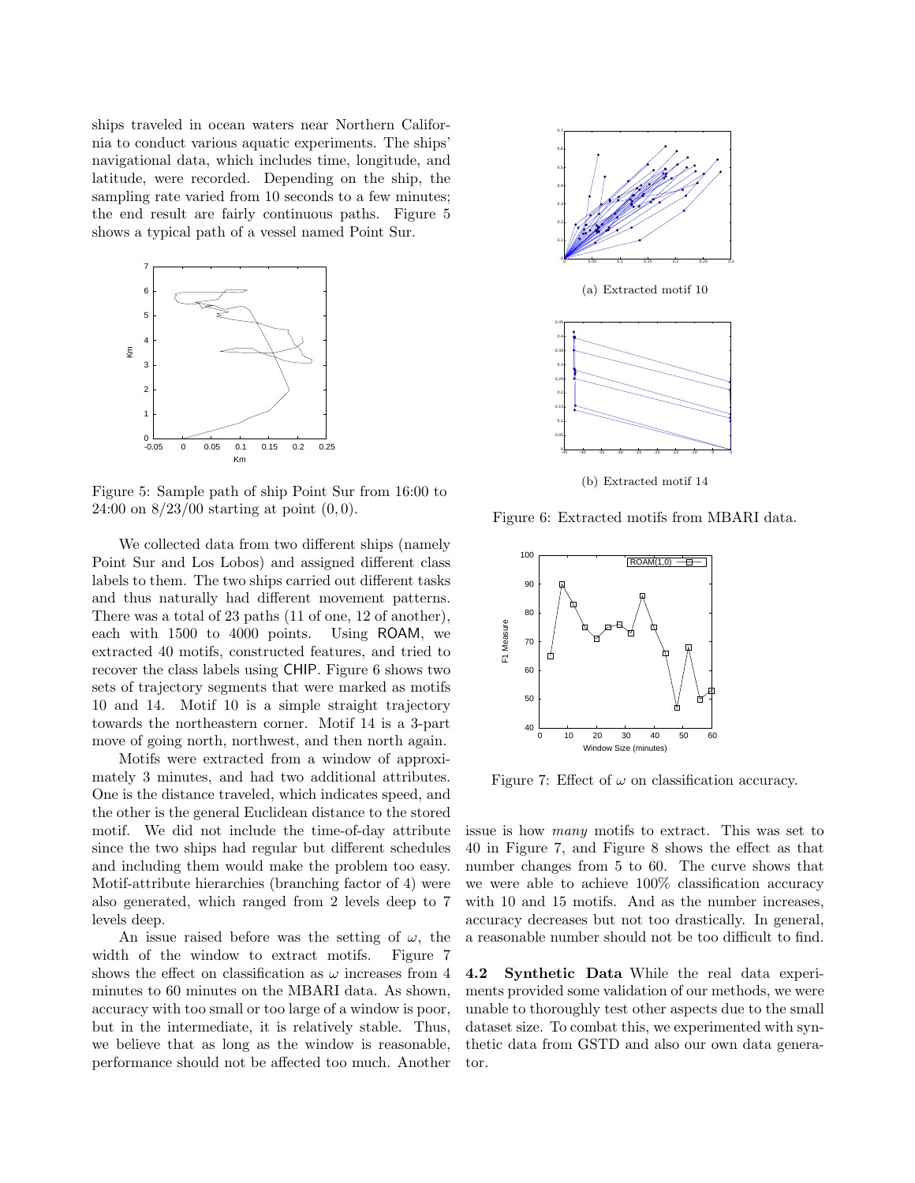ships traveled in ocean waters near Northern California to conduct various aquatic experiments. The ships' navigational data, which includes time, longitude, and latitude, were recorded. Depending on the ship, the sampling rate varied from 10 seconds to a few minutes; the end result are fairly continuous paths. Figure 5 shows a typical path of a vessel named Point Sur.

Figure 5: Sample path of ship Point Sur from 16:00 to 24:00 on 8/23/00 starting at point $(0, 0)$.

We collected data from two different ships (namely Point Sur and Los Lobos) and assigned different class labels to them. The two ships carried out different tasks and thus naturally had different movement patterns. There was a total of 23 paths (11 of one, 12 of another), each with 1500 to 4000 points. Using ROAM, we extracted 40 motifs, constructed features, and tried to recover the class labels using CHIP. Figure 6 shows two sets of trajectory segments that were marked as motifs 10 and 14. Motif 10 is a simple straight trajectory towards the northeastern corner. Motif 14 is a 3-part move of going north, northwest, and then north again.

Motifs were extracted from a window of approximately 3 minutes, and had two additional attributes. One is the distance traveled, which indicates speed, and the other is the general Euclidean distance to the stored motif. We did not include the time-of-day attribute since the two ships had regular but different schedules and including them would make the problem too easy. Motif-attribute hierarchies (branching factor of 4) were also generated, which ranged from 2 levels deep to 7 levels deep.

An issue raised before was the setting of $\omega$, the width of the window to extract motifs. Figure 7 shows the effect on classification as $\omega$ increases from 4 minutes to 60 minutes on the MBARI data. As shown, accuracy with too small or too large of a window is poor, but in the intermediate, it is relatively stable. Thus, we believe that as long as the window is reasonable, performance should not be affected too much. Another issue is how *many* motifs to extract. This was set to 40 in Figure 7, and Figure 8 shows the effect as that number changes from 5 to 60. The curve shows that we were able to achieve 100% classification accuracy with 10 and 15 motifs. And as the number increases, accuracy decreases but not too drastically. In general, a reasonable number should not be too difficult to find.

(a) Extracted motif 10

(b) Extracted motif 14

Figure 6: Extracted motifs from MBARI data.

Figure 7: Effect of $\omega$ on classification accuracy.

**4.2 Synthetic Data** While the real data experiments provided some validation of our methods, we were unable to thoroughly test other aspects due to the small dataset size. To combat this, we experimented with synthetic data from GSTD and also our own data generator.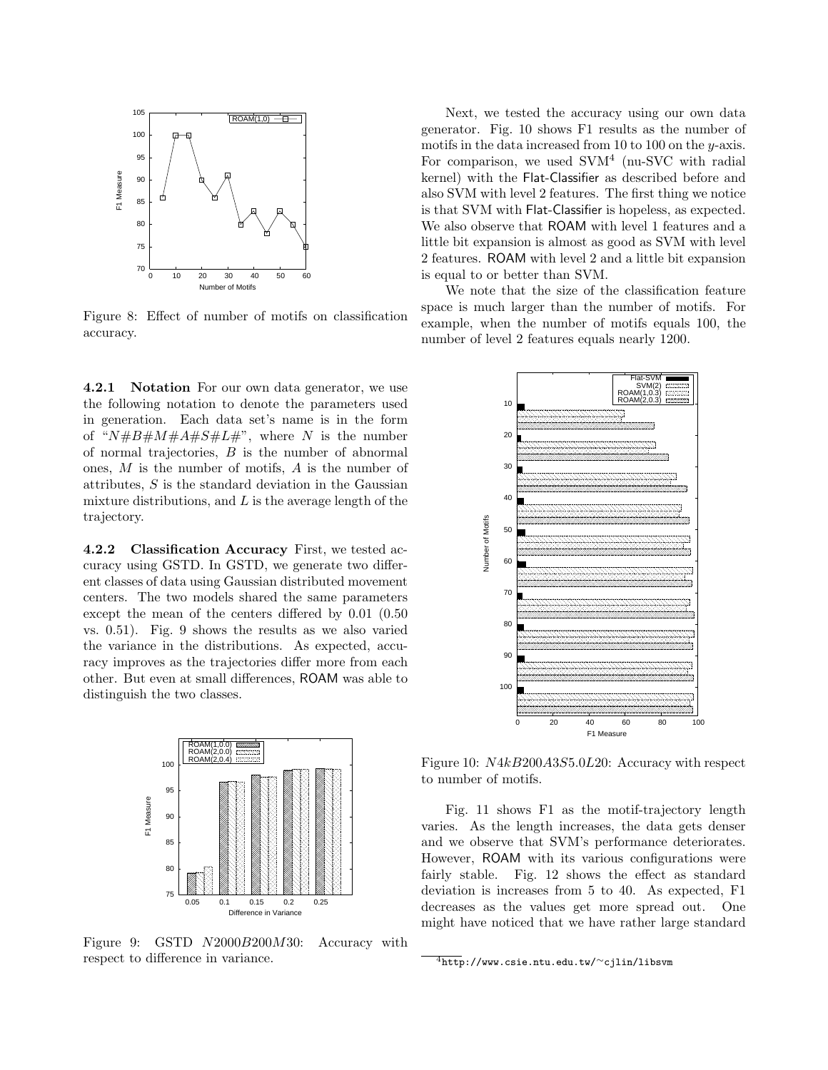Figure 8: Effect of number of motifs on classification accuracy.

**4.2.1 Notation** For our own data generator, we use the following notation to denote the parameters used in generation. Each data set's name is in the form of "$N\#B\#M\#A\#S\#L\#$", where $N$ is the number of normal trajectories, $B$ is the number of abnormal ones, $M$ is the number of motifs, $A$ is the number of attributes, $S$ is the standard deviation in the Gaussian mixture distributions, and $L$ is the average length of the trajectory.

**4.2.2 Classification Accuracy** First, we tested accuracy using GSTD. In GSTD, we generate two different classes of data using Gaussian distributed movement centers. The two models shared the same parameters except the mean of the centers differed by 0.01 (0.50 vs. 0.51). Fig. 9 shows the results as we also varied the variance in the distributions. As expected, accuracy improves as the trajectories differ more from each other. But even at small differences, ROAM was able to distinguish the two classes.

Figure 9: GSTD $N2000B200M30$: Accuracy with respect to difference in variance.

Next, we tested the accuracy using our own data generator. Fig. 10 shows F1 results as the number of motifs in the data increased from 10 to 100 on the $y$-axis. For comparison, we used SVM[4] (nu-SVC with radial kernel) with the Flat-Classifier as described before and also SVM with level 2 features. The first thing we notice is that SVM with Flat-Classifier is hopeless, as expected. We also observe that ROAM with level 1 features and a little bit expansion is almost as good as SVM with level 2 features. ROAM with level 2 and a little bit expansion is equal to or better than SVM.

We note that the size of the classification feature space is much larger than the number of motifs. For example, when the number of motifs equals 100, the number of level 2 features equals nearly 1200.

Figure 10: $N4kB200A3S5.0L20$: Accuracy with respect to number of motifs.

Fig. 11 shows F1 as the motif-trajectory length varies. As the length increases, the data gets denser and we observe that SVM's performance deteriorates. However, ROAM with its various configurations were fairly stable. Fig. 12 shows the effect as standard deviation is increases from 5 to 40. As expected, F1 decreases as the values get more spread out. One might have noticed that we have rather large standard

[4] http://www.csie.ntu.edu.tw/~cjlin/libsvm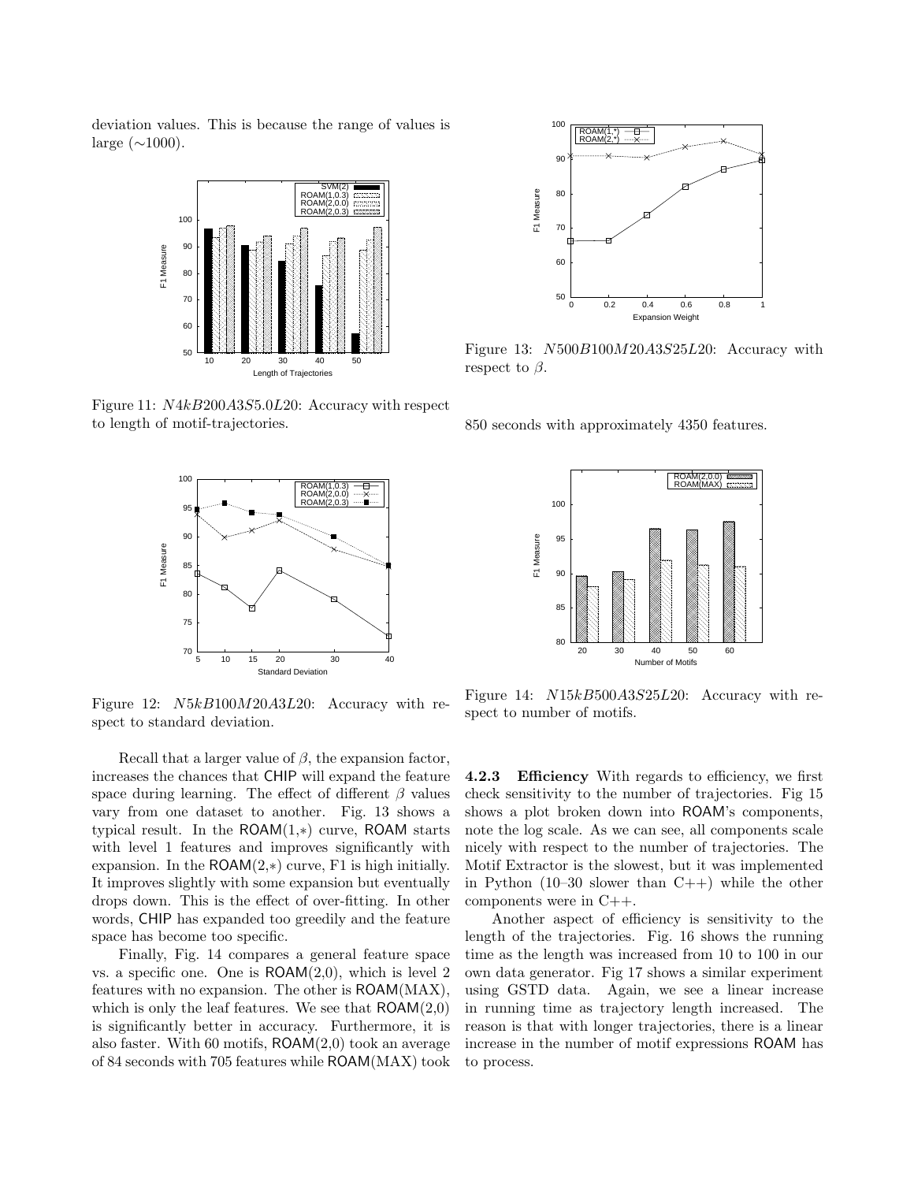deviation values. This is because the range of values is large (∼1000).

Figure 11: $N4kB200A3S5.0L20$: Accuracy with respect to length of motif-trajectories.

Figure 12: $N5kB100M20A3L20$: Accuracy with respect to standard deviation.

Recall that a larger value of $\beta$, the expansion factor, increases the chances that CHIP will expand the feature space during learning. The effect of different $\beta$ values vary from one dataset to another. Fig. 13 shows a typical result. In the ROAM(1,∗) curve, ROAM starts with level 1 features and improves significantly with expansion. In the ROAM(2,∗) curve, F1 is high initially. It improves slightly with some expansion but eventually drops down. This is the effect of over-fitting. In other words, CHIP has expanded too greedily and the feature space has become too specific.

Finally, Fig. 14 compares a general feature space vs. a specific one. One is ROAM(2,0), which is level 2 features with no expansion. The other is ROAM(MAX), which is only the leaf features. We see that ROAM(2,0) is significantly better in accuracy. Furthermore, it is also faster. With 60 motifs, ROAM(2,0) took an average of 84 seconds with 705 features while ROAM(MAX) took 850 seconds with approximately 4350 features.

Figure 13: $N500B100M20A3S25L20$: Accuracy with respect to $\beta$.

Figure 14: $N15kB500A3S25L20$: Accuracy with respect to number of motifs.

#### 4.2.3 Efficiency

With regards to efficiency, we first check sensitivity to the number of trajectories. Fig 15 shows a plot broken down into ROAM's components, note the log scale. As we can see, all components scale nicely with respect to the number of trajectories. The Motif Extractor is the slowest, but it was implemented in Python (10–30 slower than C++) while the other components were in C++.

Another aspect of efficiency is sensitivity to the length of the trajectories. Fig. 16 shows the running time as the length was increased from 10 to 100 in our own data generator. Fig 17 shows a similar experiment using GSTD data. Again, we see a linear increase in running time as trajectory length increased. The reason is that with longer trajectories, there is a linear increase in the number of motif expressions ROAM has to process.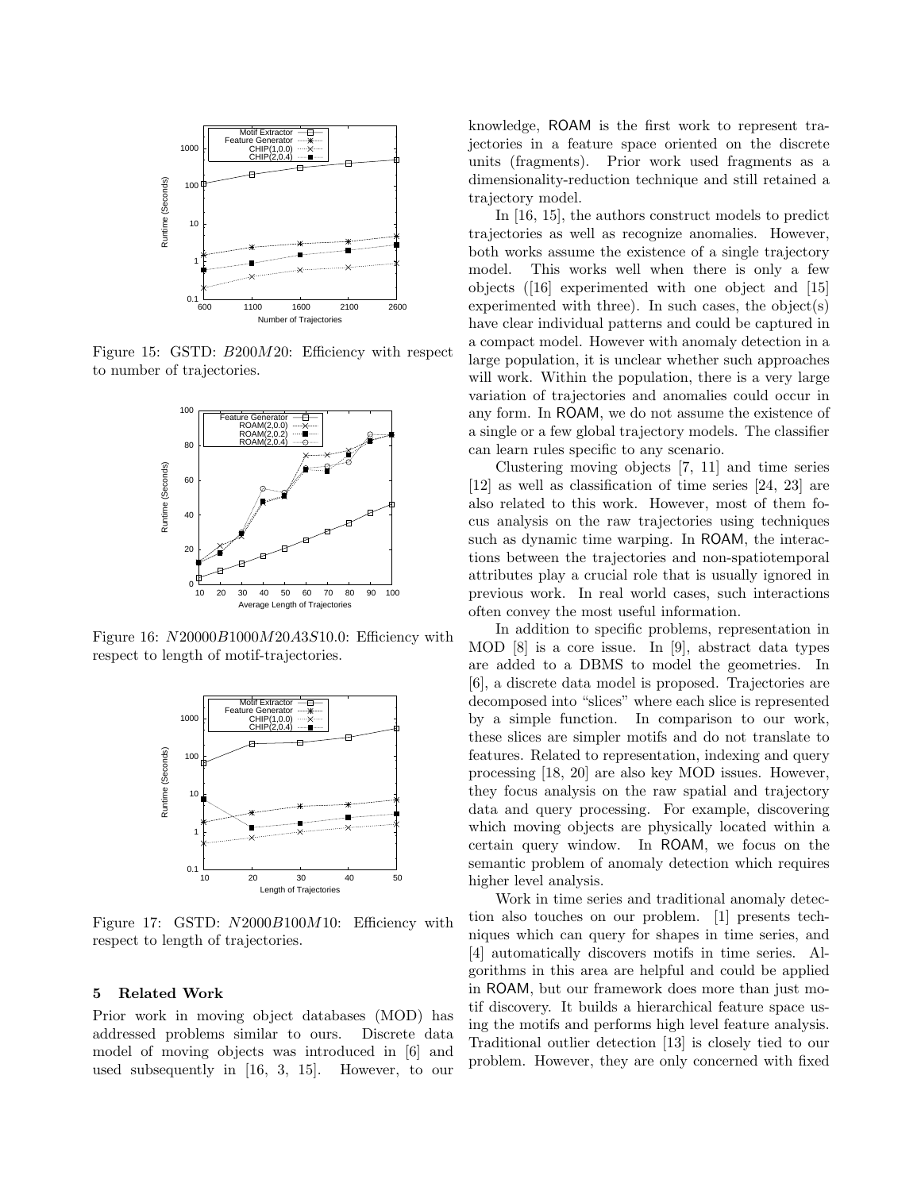Figure 15: GSTD: $B200M20$: Efficiency with respect to number of trajectories.

Figure 16: $N20000B1000M20A3S10.0$: Efficiency with respect to length of motif-trajectories.

Figure 17: GSTD: $N2000B100M10$: Efficiency with respect to length of trajectories.

## 5 Related Work

Prior work in moving object databases (MOD) has addressed problems similar to ours. Discrete data model of moving objects was introduced in [6] and used subsequently in [16, 3, 15]. However, to our knowledge, ROAM is the first work to represent trajectories in a feature space oriented on the discrete units (fragments). Prior work used fragments as a dimensionality-reduction technique and still retained a trajectory model.

In [16, 15], the authors construct models to predict trajectories as well as recognize anomalies. However, both works assume the existence of a single trajectory model. This works well when there is only a few objects ([16] experimented with one object and [15] experimented with three). In such cases, the object(s) have clear individual patterns and could be captured in a compact model. However with anomaly detection in a large population, it is unclear whether such approaches will work. Within the population, there is a very large variation of trajectories and anomalies could occur in any form. In ROAM, we do not assume the existence of a single or a few global trajectory models. The classifier can learn rules specific to any scenario.

Clustering moving objects [7, 11] and time series [12] as well as classification of time series [24, 23] are also related to this work. However, most of them focus analysis on the raw trajectories using techniques such as dynamic time warping. In ROAM, the interactions between the trajectories and non-spatiotemporal attributes play a crucial role that is usually ignored in previous work. In real world cases, such interactions often convey the most useful information.

In addition to specific problems, representation in MOD [8] is a core issue. In [9], abstract data types are added to a DBMS to model the geometries. In [6], a discrete data model is proposed. Trajectories are decomposed into "slices" where each slice is represented by a simple function. In comparison to our work, these slices are simpler motifs and do not translate to features. Related to representation, indexing and query processing [18, 20] are also key MOD issues. However, they focus analysis on the raw spatial and trajectory data and query processing. For example, discovering which moving objects are physically located within a certain query window. In ROAM, we focus on the semantic problem of anomaly detection which requires higher level analysis.

Work in time series and traditional anomaly detection also touches on our problem. [1] presents techniques which can query for shapes in time series, and [4] automatically discovers motifs in time series. Algorithms in this area are helpful and could be applied in ROAM, but our framework does more than just motif discovery. It builds a hierarchical feature space using the motifs and performs high level feature analysis. Traditional outlier detection [13] is closely tied to our problem. However, they are only concerned with fixed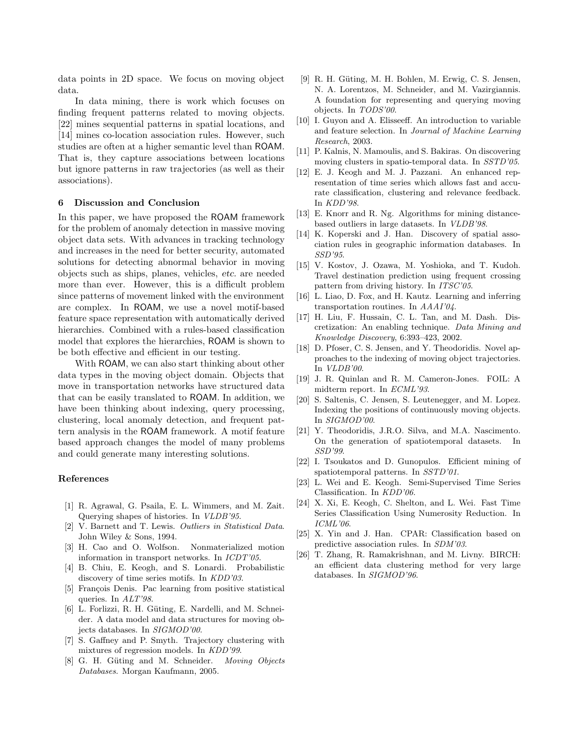data points in 2D space. We focus on moving object data.

In data mining, there is work which focuses on finding frequent patterns related to moving objects. [22] mines sequential patterns in spatial locations, and [14] mines co-location association rules. However, such studies are often at a higher semantic level than ROAM. That is, they capture associations between locations but ignore patterns in raw trajectories (as well as their associations).

## 6 Discussion and Conclusion

In this paper, we have proposed the ROAM framework for the problem of anomaly detection in massive moving object data sets. With advances in tracking technology and increases in the need for better security, automated solutions for detecting abnormal behavior in moving objects such as ships, planes, vehicles, *etc.* are needed more than ever. However, this is a difficult problem since patterns of movement linked with the environment are complex. In ROAM, we use a novel motif-based feature space representation with automatically derived hierarchies. Combined with a rules-based classification model that explores the hierarchies, ROAM is shown to be both effective and efficient in our testing.

With ROAM, we can also start thinking about other data types in the moving object domain. Objects that move in transportation networks have structured data that can be easily translated to ROAM. In addition, we have been thinking about indexing, query processing, clustering, local anomaly detection, and frequent pattern analysis in the ROAM framework. A motif feature based approach changes the model of many problems and could generate many interesting solutions.

## References

[1] R. Agrawal, G. Psaila, E. L. Wimmers, and M. Zait. Querying shapes of histories. In *VLDB'95*.

[2] V. Barnett and T. Lewis. *Outliers in Statistical Data*. John Wiley & Sons, 1994.

[3] H. Cao and O. Wolfson. Nonmaterialized motion information in transport networks. In *ICDT'05*.

[4] B. Chiu, E. Keogh, and S. Lonardi. Probabilistic discovery of time series motifs. In *KDD'03*.

[5] François Denis. Pac learning from positive statistical queries. In *ALT'98*.

[6] L. Forlizzi, R. H. Güting, E. Nardelli, and M. Schneider. A data model and data structures for moving objects databases. In *SIGMOD'00*.

[7] S. Gaffney and P. Smyth. Trajectory clustering with mixtures of regression models. In *KDD'99*.

[8] G. H. Güting and M. Schneider. *Moving Objects Databases.* Morgan Kaufmann, 2005.

[9] R. H. Güting, M. H. Bohlen, M. Erwig, C. S. Jensen, N. A. Lorentzos, M. Schneider, and M. Vazirgiannis. A foundation for representing and querying moving objects. In *TODS'00*.

[10] I. Guyon and A. Elisseeff. An introduction to variable and feature selection. In *Journal of Machine Learning Research*, 2003.

[11] P. Kalnis, N. Mamoulis, and S. Bakiras. On discovering moving clusters in spatio-temporal data. In *SSTD'05*.

[12] E. J. Keogh and M. J. Pazzani. An enhanced representation of time series which allows fast and accurate classification, clustering and relevance feedback. In *KDD'98*.

[13] E. Knorr and R. Ng. Algorithms for mining distance-based outliers in large datasets. In *VLDB'98*.

[14] K. Koperski and J. Han. Discovery of spatial association rules in geographic information databases. In *SSD'95*.

[15] V. Kostov, J. Ozawa, M. Yoshioka, and T. Kudoh. Travel destination prediction using frequent crossing pattern from driving history. In *ITSC'05*.

[16] L. Liao, D. Fox, and H. Kautz. Learning and inferring transportation routines. In *AAAI'04*.

[17] H. Liu, F. Hussain, C. L. Tan, and M. Dash. Discretization: An enabling technique. *Data Mining and Knowledge Discovery*, 6:393–423, 2002.

[18] D. Pfoser, C. S. Jensen, and Y. Theodoridis. Novel approaches to the indexing of moving object trajectories. In *VLDB'00*.

[19] J. R. Quinlan and R. M. Cameron-Jones. FOIL: A midterm report. In *ECML'93*.

[20] S. Saltenis, C. Jensen, S. Leutenegger, and M. Lopez. Indexing the positions of continuously moving objects. In *SIGMOD'00*.

[21] Y. Theodoridis, J.R.O. Silva, and M.A. Nascimento. On the generation of spatiotemporal datasets. In *SSD'99*.

[22] I. Tsoukatos and D. Gunopulos. Efficient mining of spatiotemporal patterns. In *SSTD'01*.

[23] L. Wei and E. Keogh. Semi-Supervised Time Series Classification. In *KDD'06*.

[24] X. Xi, E. Keogh, C. Shelton, and L. Wei. Fast Time Series Classification Using Numerosity Reduction. In *ICML'06*.

[25] X. Yin and J. Han. CPAR: Classification based on predictive association rules. In *SDM'03*.

[26] T. Zhang, R. Ramakrishnan, and M. Livny. BIRCH: an efficient data clustering method for very large databases. In *SIGMOD'96*.